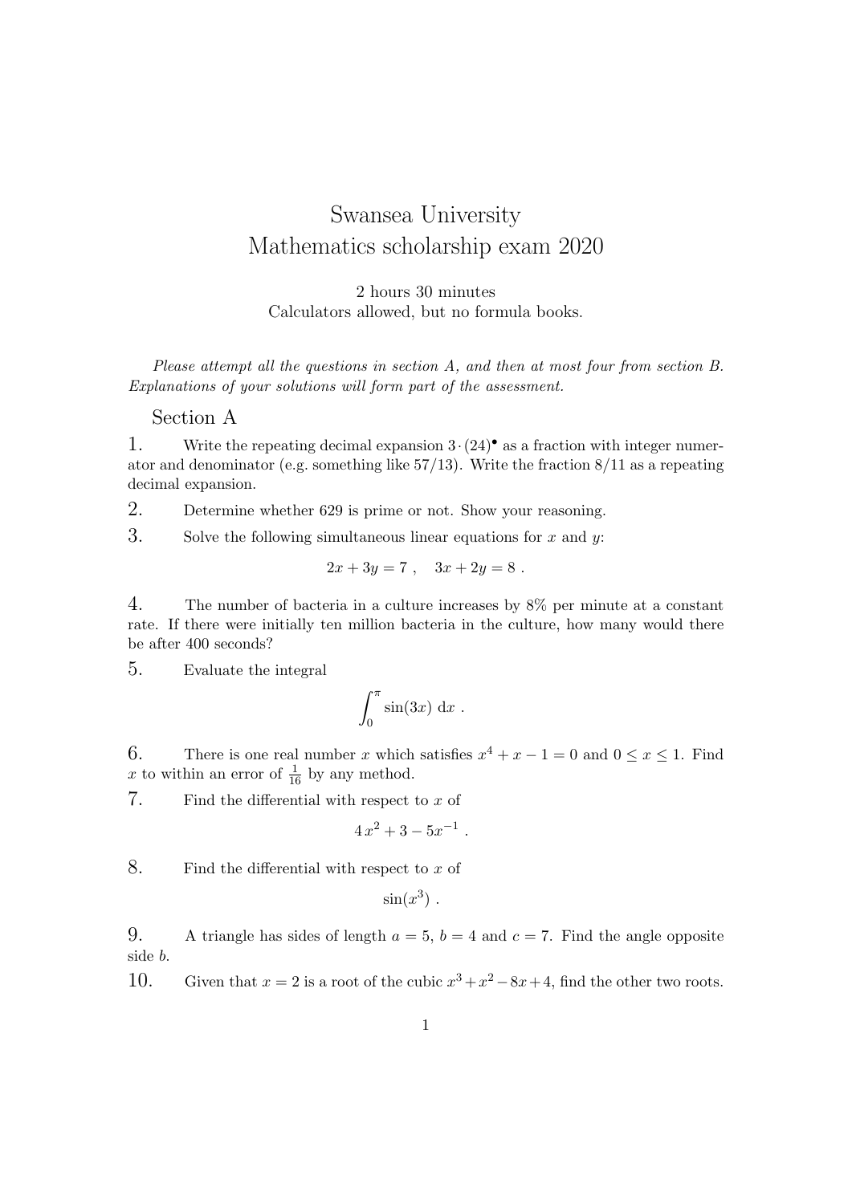# Swansea University
# Mathematics scholarship exam 2020

2 hours 30 minutes
Calculators allowed, but no formula books.

*Please attempt all the questions in section A, and then at most four from section B. Explanations of your solutions will form part of the assessment.*

## Section A

**1.** Write the repeating decimal expansion $3 \cdot (24)^{\bullet}$ as a fraction with integer numerator and denominator (e.g. something like 57/13). Write the fraction 8/11 as a repeating decimal expansion.

**2.** Determine whether 629 is prime or not. Show your reasoning.

**3.** Solve the following simultaneous linear equations for $x$ and $y$:

$$2x + 3y = 7 \ , \quad 3x + 2y = 8 \ .$$

**4.** The number of bacteria in a culture increases by 8% per minute at a constant rate. If there were initially ten million bacteria in the culture, how many would there be after 400 seconds?

**5.** Evaluate the integral

$$\int_0^{\pi} \sin(3x) \ \mathrm{d}x \ .$$

**6.** There is one real number $x$ which satisfies $x^4 + x - 1 = 0$ and $0 \leq x \leq 1$. Find $x$ to within an error of $\frac{1}{16}$ by any method.

**7.** Find the differential with respect to $x$ of

$$4\,x^2 + 3 - 5x^{-1} \ .$$

**8.** Find the differential with respect to $x$ of

$$\sin(x^3) \ .$$

**9.** A triangle has sides of length $a = 5$, $b = 4$ and $c = 7$. Find the angle opposite side $b$.

**10.** Given that $x = 2$ is a root of the cubic $x^3 + x^2 - 8x + 4$, find the other two roots.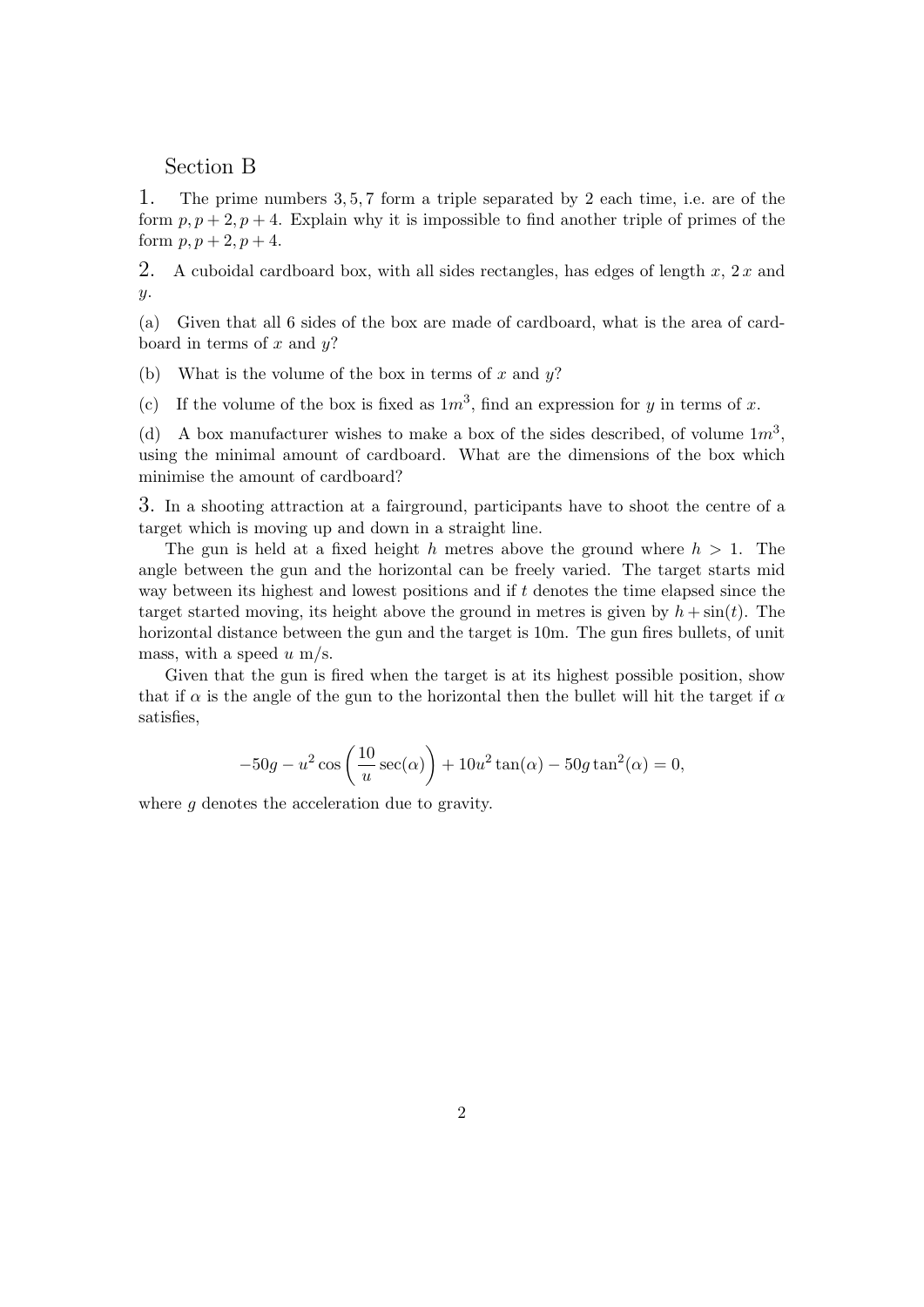## Section B

**1.** The prime numbers $3, 5, 7$ form a triple separated by 2 each time, i.e. are of the form $p, p+2, p+4$. Explain why it is impossible to find another triple of primes of the form $p, p+2, p+4$.

**2.** A cuboidal cardboard box, with all sides rectangles, has edges of length $x$, $2\,x$ and $y$.

(a) Given that all 6 sides of the box are made of cardboard, what is the area of cardboard in terms of $x$ and $y$?

(b) What is the volume of the box in terms of $x$ and $y$?

(c) If the volume of the box is fixed as $1m^3$, find an expression for $y$ in terms of $x$.

(d) A box manufacturer wishes to make a box of the sides described, of volume $1m^3$, using the minimal amount of cardboard. What are the dimensions of the box which minimise the amount of cardboard?

**3.** In a shooting attraction at a fairground, participants have to shoot the centre of a target which is moving up and down in a straight line.

The gun is held at a fixed height $h$ metres above the ground where $h > 1$. The angle between the gun and the horizontal can be freely varied. The target starts mid way between its highest and lowest positions and if $t$ denotes the time elapsed since the target started moving, its height above the ground in metres is given by $h + \sin(t)$. The horizontal distance between the gun and the target is 10m. The gun fires bullets, of unit mass, with a speed $u$ m/s.

Given that the gun is fired when the target is at its highest possible position, show that if $\alpha$ is the angle of the gun to the horizontal then the bullet will hit the target if $\alpha$ satisfies,

$$-50g - u^2 \cos\left(\frac{10}{u}\sec(\alpha)\right) + 10u^2\tan(\alpha) - 50g\tan^2(\alpha) = 0,$$

where $g$ denotes the acceleration due to gravity.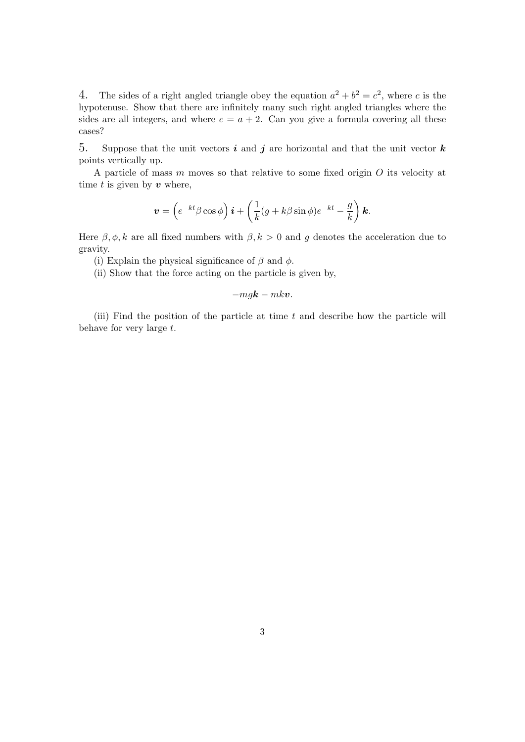4. The sides of a right angled triangle obey the equation $a^2 + b^2 = c^2$, where $c$ is the hypotenuse. Show that there are infinitely many such right angled triangles where the sides are all integers, and where $c = a + 2$. Can you give a formula covering all these cases?

5. Suppose that the unit vectors $\boldsymbol{i}$ and $\boldsymbol{j}$ are horizontal and that the unit vector $\boldsymbol{k}$ points vertically up.

A particle of mass $m$ moves so that relative to some fixed origin $O$ its velocity at time $t$ is given by $\boldsymbol{v}$ where,

$$\boldsymbol{v} = \left(e^{-kt}\beta\cos\phi\right)\boldsymbol{i} + \left(\frac{1}{k}(g + k\beta\sin\phi)e^{-kt} - \frac{g}{k}\right)\boldsymbol{k}.$$

Here $\beta, \phi, k$ are all fixed numbers with $\beta, k > 0$ and $g$ denotes the acceleration due to gravity.

(i) Explain the physical significance of $\beta$ and $\phi$.

(ii) Show that the force acting on the particle is given by,

$$-mg\boldsymbol{k} - mk\boldsymbol{v}.$$

(iii) Find the position of the particle at time $t$ and describe how the particle will behave for very large $t$.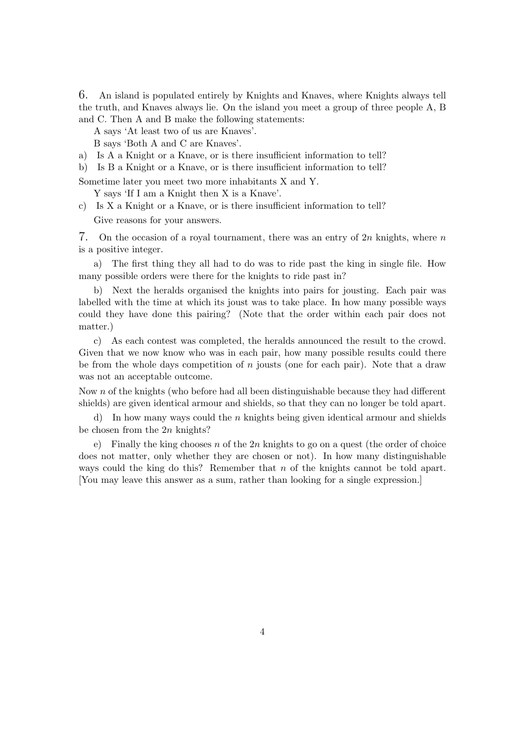6. An island is populated entirely by Knights and Knaves, where Knights always tell the truth, and Knaves always lie. On the island you meet a group of three people A, B and C. Then A and B make the following statements:

A says 'At least two of us are Knaves'.

B says 'Both A and C are Knaves'.

a) Is A a Knight or a Knave, or is there insufficient information to tell?

b) Is B a Knight or a Knave, or is there insufficient information to tell?

Sometime later you meet two more inhabitants X and Y.

Y says 'If I am a Knight then X is a Knave'.

c) Is X a Knight or a Knave, or is there insufficient information to tell?

Give reasons for your answers.

7. On the occasion of a royal tournament, there was an entry of $2n$ knights, where $n$ is a positive integer.

a) The first thing they all had to do was to ride past the king in single file. How many possible orders were there for the knights to ride past in?

b) Next the heralds organised the knights into pairs for jousting. Each pair was labelled with the time at which its joust was to take place. In how many possible ways could they have done this pairing? (Note that the order within each pair does not matter.)

c) As each contest was completed, the heralds announced the result to the crowd. Given that we now know who was in each pair, how many possible results could there be from the whole days competition of $n$ jousts (one for each pair). Note that a draw was not an acceptable outcome.

Now $n$ of the knights (who before had all been distinguishable because they had different shields) are given identical armour and shields, so that they can no longer be told apart.

d) In how many ways could the $n$ knights being given identical armour and shields be chosen from the $2n$ knights?

e) Finally the king chooses $n$ of the $2n$ knights to go on a quest (the order of choice does not matter, only whether they are chosen or not). In how many distinguishable ways could the king do this? Remember that $n$ of the knights cannot be told apart. [You may leave this answer as a sum, rather than looking for a single expression.]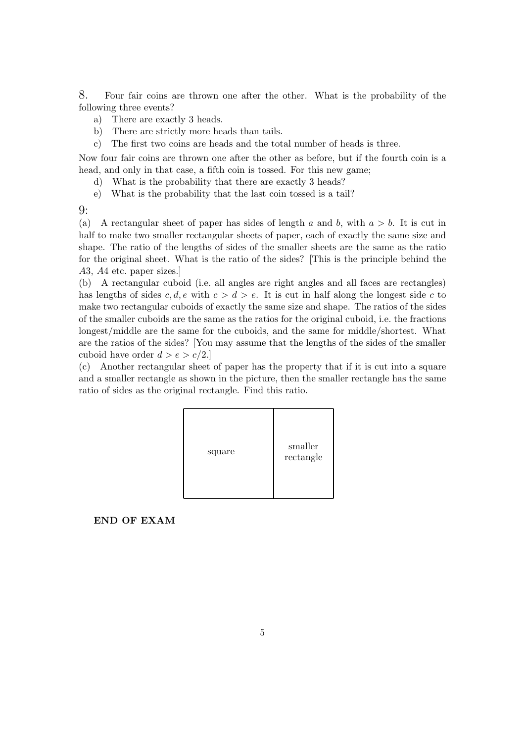8. Four fair coins are thrown one after the other. What is the probability of the following three events?

a) There are exactly 3 heads.

b) There are strictly more heads than tails.

c) The first two coins are heads and the total number of heads is three.

Now four fair coins are thrown one after the other as before, but if the fourth coin is a head, and only in that case, a fifth coin is tossed. For this new game;

d) What is the probability that there are exactly 3 heads?

e) What is the probability that the last coin tossed is a tail?

9:

(a) A rectangular sheet of paper has sides of length $a$ and $b$, with $a > b$. It is cut in half to make two smaller rectangular sheets of paper, each of exactly the same size and shape. The ratio of the lengths of sides of the smaller sheets are the same as the ratio for the original sheet. What is the ratio of the sides? [This is the principle behind the $A3$, $A4$ etc. paper sizes.]

(b) A rectangular cuboid (i.e. all angles are right angles and all faces are rectangles) has lengths of sides $c, d, e$ with $c > d > e$. It is cut in half along the longest side $c$ to make two rectangular cuboids of exactly the same size and shape. The ratios of the sides of the smaller cuboids are the same as the ratios for the original cuboid, i.e. the fractions longest/middle are the same for the cuboids, and the same for middle/shortest. What are the ratios of the sides? [You may assume that the lengths of the sides of the smaller cuboid have order $d > e > c/2$.]

(c) Another rectangular sheet of paper has the property that if it is cut into a square and a smaller rectangle as shown in the picture, then the smaller rectangle has the same ratio of sides as the original rectangle. Find this ratio.

square

smaller rectangle

**END OF EXAM**